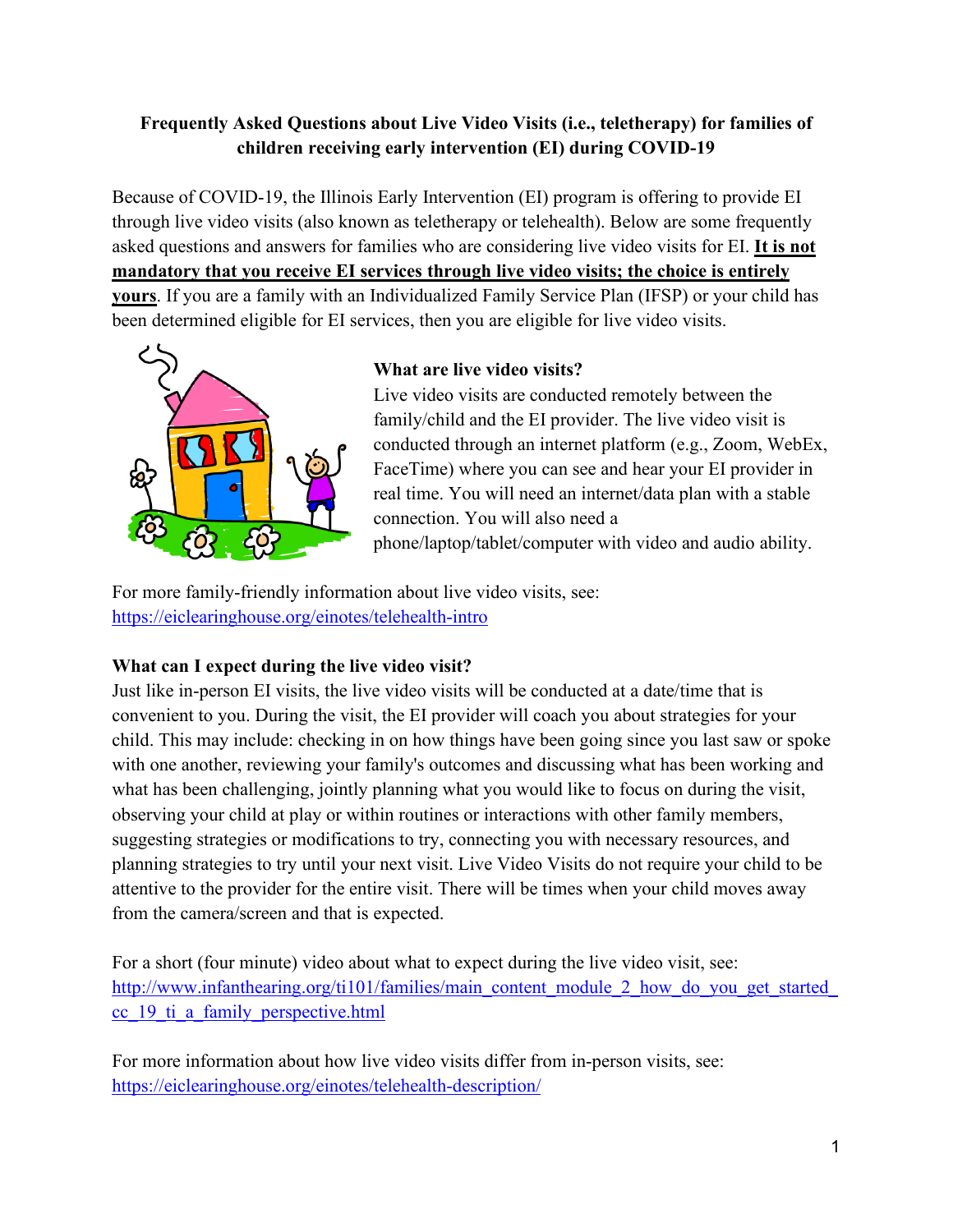**Frequently Asked Questions about Live Video Visits (i.e., teletherapy) for families of children receiving early intervention (EI) during COVID-19**

Because of COVID-19, the Illinois Early Intervention (EI) program is offering to provide EI through live video visits (also known as teletherapy or telehealth). Below are some frequently asked questions and answers for families who are considering live video visits for EI. **It is not mandatory that you receive EI services through live video visits; the choice is entirely yours**. If you are a family with an Individualized Family Service Plan (IFSP) or your child has been determined eligible for EI services, then you are eligible for live video visits.

**What are live video visits?**

Live video visits are conducted remotely between the family/child and the EI provider. The live video visit is conducted through an internet platform (e.g., Zoom, WebEx, FaceTime) where you can see and hear your EI provider in real time. You will need an internet/data plan with a stable connection. You will also need a phone/laptop/tablet/computer with video and audio ability.

For more family-friendly information about live video visits, see: https://eiclearinghouse.org/einotes/telehealth-intro

**What can I expect during the live video visit?**

Just like in-person EI visits, the live video visits will be conducted at a date/time that is convenient to you. During the visit, the EI provider will coach you about strategies for your child. This may include: checking in on how things have been going since you last saw or spoke with one another, reviewing your family's outcomes and discussing what has been working and what has been challenging, jointly planning what you would like to focus on during the visit, observing your child at play or within routines or interactions with other family members, suggesting strategies or modifications to try, connecting you with necessary resources, and planning strategies to try until your next visit. Live Video Visits do not require your child to be attentive to the provider for the entire visit. There will be times when your child moves away from the camera/screen and that is expected.

For a short (four minute) video about what to expect during the live video visit, see: http://www.infanthearing.org/ti101/families/main_content_module_2_how_do_you_get_started_cc_19_ti_a_family_perspective.html

For more information about how live video visits differ from in-person visits, see: https://eiclearinghouse.org/einotes/telehealth-description/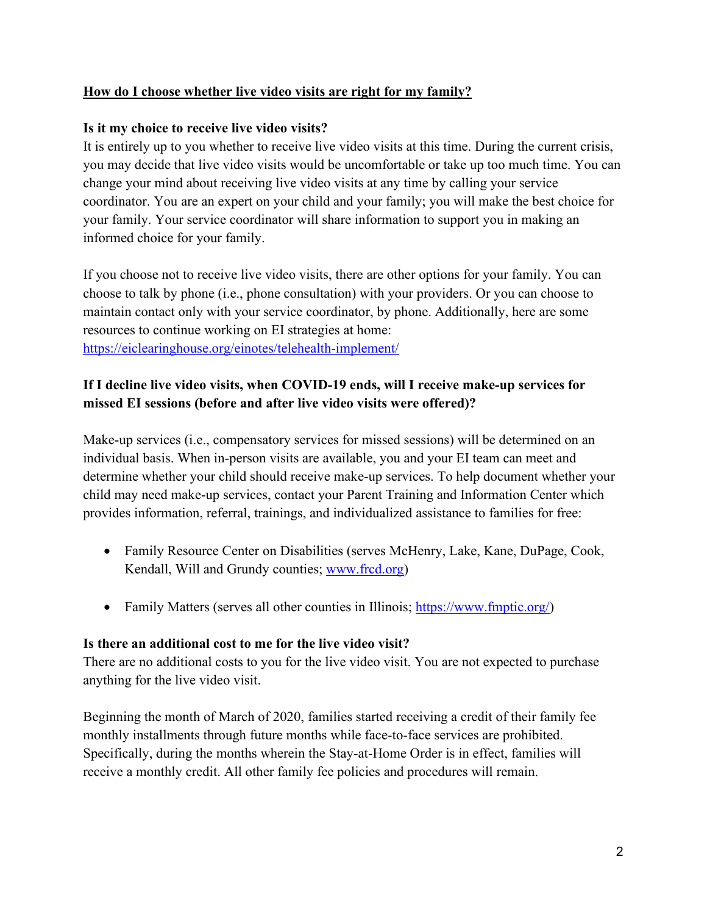## How do I choose whether live video visits are right for my family?

### Is it my choice to receive live video visits?

It is entirely up to you whether to receive live video visits at this time. During the current crisis, you may decide that live video visits would be uncomfortable or take up too much time. You can change your mind about receiving live video visits at any time by calling your service coordinator. You are an expert on your child and your family; you will make the best choice for your family. Your service coordinator will share information to support you in making an informed choice for your family.

If you choose not to receive live video visits, there are other options for your family. You can choose to talk by phone (i.e., phone consultation) with your providers. Or you can choose to maintain contact only with your service coordinator, by phone. Additionally, here are some resources to continue working on EI strategies at home: https://eiclearinghouse.org/einotes/telehealth-implement/

### If I decline live video visits, when COVID-19 ends, will I receive make-up services for missed EI sessions (before and after live video visits were offered)?

Make-up services (i.e., compensatory services for missed sessions) will be determined on an individual basis. When in-person visits are available, you and your EI team can meet and determine whether your child should receive make-up services. To help document whether your child may need make-up services, contact your Parent Training and Information Center which provides information, referral, trainings, and individualized assistance to families for free:

- Family Resource Center on Disabilities (serves McHenry, Lake, Kane, DuPage, Cook, Kendall, Will and Grundy counties; www.frcd.org)
- Family Matters (serves all other counties in Illinois; https://www.fmptic.org/)

### Is there an additional cost to me for the live video visit?

There are no additional costs to you for the live video visit. You are not expected to purchase anything for the live video visit.

Beginning the month of March of 2020, families started receiving a credit of their family fee monthly installments through future months while face-to-face services are prohibited. Specifically, during the months wherein the Stay-at-Home Order is in effect, families will receive a monthly credit. All other family fee policies and procedures will remain.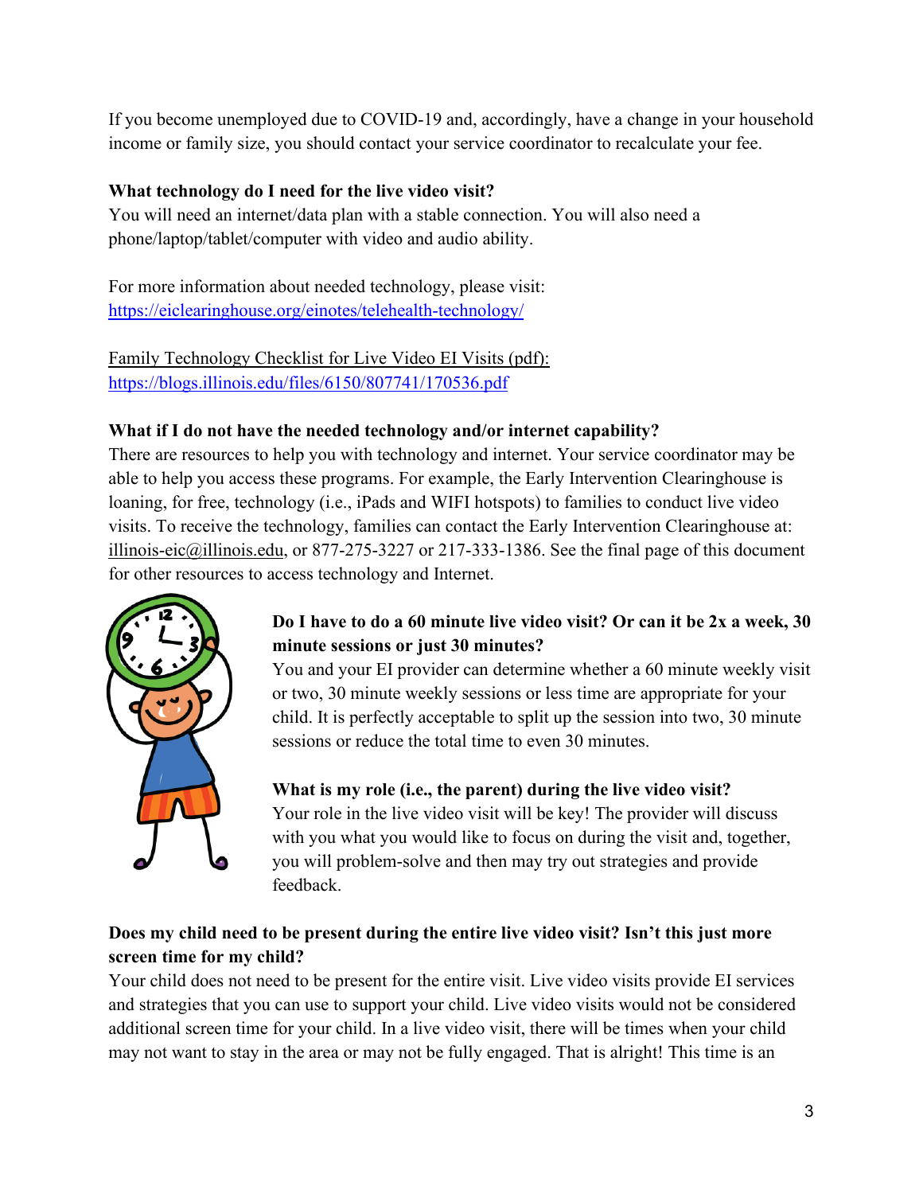If you become unemployed due to COVID-19 and, accordingly, have a change in your household income or family size, you should contact your service coordinator to recalculate your fee.

**What technology do I need for the live video visit?**
You will need an internet/data plan with a stable connection. You will also need a phone/laptop/tablet/computer with video and audio ability.

For more information about needed technology, please visit:
https://eiclearinghouse.org/einotes/telehealth-technology/

Family Technology Checklist for Live Video EI Visits (pdf):
https://blogs.illinois.edu/files/6150/807741/170536.pdf

**What if I do not have the needed technology and/or internet capability?**
There are resources to help you with technology and internet. Your service coordinator may be able to help you access these programs. For example, the Early Intervention Clearinghouse is loaning, for free, technology (i.e., iPads and WIFI hotspots) to families to conduct live video visits. To receive the technology, families can contact the Early Intervention Clearinghouse at: illinois-eic@illinois.edu, or 877-275-3227 or 217-333-1386. See the final page of this document for other resources to access technology and Internet.

**Do I have to do a 60 minute live video visit? Or can it be 2x a week, 30 minute sessions or just 30 minutes?**
You and your EI provider can determine whether a 60 minute weekly visit or two, 30 minute weekly sessions or less time are appropriate for your child. It is perfectly acceptable to split up the session into two, 30 minute sessions or reduce the total time to even 30 minutes.

**What is my role (i.e., the parent) during the live video visit?**
Your role in the live video visit will be key! The provider will discuss with you what you would like to focus on during the visit and, together, you will problem-solve and then may try out strategies and provide feedback.

**Does my child need to be present during the entire live video visit? Isn't this just more screen time for my child?**
Your child does not need to be present for the entire visit. Live video visits provide EI services and strategies that you can use to support your child. Live video visits would not be considered additional screen time for your child. In a live video visit, there will be times when your child may not want to stay in the area or may not be fully engaged. That is alright! This time is an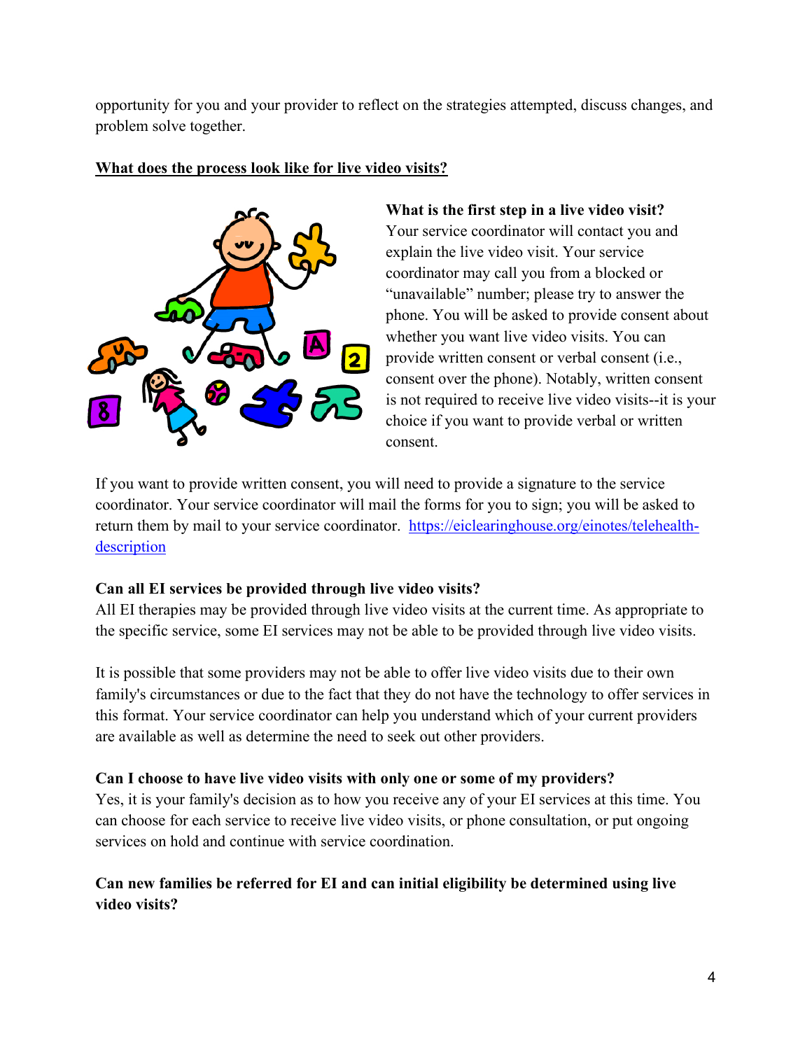opportunity for you and your provider to reflect on the strategies attempted, discuss changes, and problem solve together.

**<u>What does the process look like for live video visits?</u>**

**What is the first step in a live video visit?**
Your service coordinator will contact you and explain the live video visit. Your service coordinator may call you from a blocked or "unavailable" number; please try to answer the phone. You will be asked to provide consent about whether you want live video visits. You can provide written consent or verbal consent (i.e., consent over the phone). Notably, written consent is not required to receive live video visits--it is your choice if you want to provide verbal or written consent.

If you want to provide written consent, you will need to provide a signature to the service coordinator. Your service coordinator will mail the forms for you to sign; you will be asked to return them by mail to your service coordinator. [https://eiclearinghouse.org/einotes/telehealth-description](https://eiclearinghouse.org/einotes/telehealth-description)

**Can all EI services be provided through live video visits?**
All EI therapies may be provided through live video visits at the current time. As appropriate to the specific service, some EI services may not be able to be provided through live video visits.

It is possible that some providers may not be able to offer live video visits due to their own family's circumstances or due to the fact that they do not have the technology to offer services in this format. Your service coordinator can help you understand which of your current providers are available as well as determine the need to seek out other providers.

**Can I choose to have live video visits with only one or some of my providers?**
Yes, it is your family's decision as to how you receive any of your EI services at this time. You can choose for each service to receive live video visits, or phone consultation, or put ongoing services on hold and continue with service coordination.

**Can new families be referred for EI and can initial eligibility be determined using live video visits?**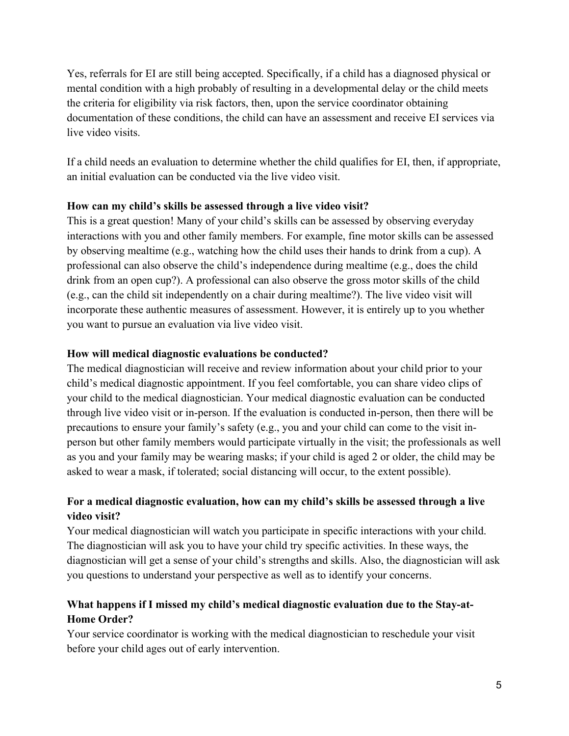Yes, referrals for EI are still being accepted. Specifically, if a child has a diagnosed physical or mental condition with a high probably of resulting in a developmental delay or the child meets the criteria for eligibility via risk factors, then, upon the service coordinator obtaining documentation of these conditions, the child can have an assessment and receive EI services via live video visits.

If a child needs an evaluation to determine whether the child qualifies for EI, then, if appropriate, an initial evaluation can be conducted via the live video visit.

**How can my child's skills be assessed through a live video visit?**

This is a great question! Many of your child's skills can be assessed by observing everyday interactions with you and other family members. For example, fine motor skills can be assessed by observing mealtime (e.g., watching how the child uses their hands to drink from a cup). A professional can also observe the child's independence during mealtime (e.g., does the child drink from an open cup?). A professional can also observe the gross motor skills of the child (e.g., can the child sit independently on a chair during mealtime?). The live video visit will incorporate these authentic measures of assessment. However, it is entirely up to you whether you want to pursue an evaluation via live video visit.

**How will medical diagnostic evaluations be conducted?**

The medical diagnostician will receive and review information about your child prior to your child's medical diagnostic appointment. If you feel comfortable, you can share video clips of your child to the medical diagnostician. Your medical diagnostic evaluation can be conducted through live video visit or in-person. If the evaluation is conducted in-person, then there will be precautions to ensure your family's safety (e.g., you and your child can come to the visit in-person but other family members would participate virtually in the visit; the professionals as well as you and your family may be wearing masks; if your child is aged 2 or older, the child may be asked to wear a mask, if tolerated; social distancing will occur, to the extent possible).

**For a medical diagnostic evaluation, how can my child's skills be assessed through a live video visit?**

Your medical diagnostician will watch you participate in specific interactions with your child. The diagnostician will ask you to have your child try specific activities. In these ways, the diagnostician will get a sense of your child's strengths and skills. Also, the diagnostician will ask you questions to understand your perspective as well as to identify your concerns.

**What happens if I missed my child's medical diagnostic evaluation due to the Stay-at-Home Order?**

Your service coordinator is working with the medical diagnostician to reschedule your visit before your child ages out of early intervention.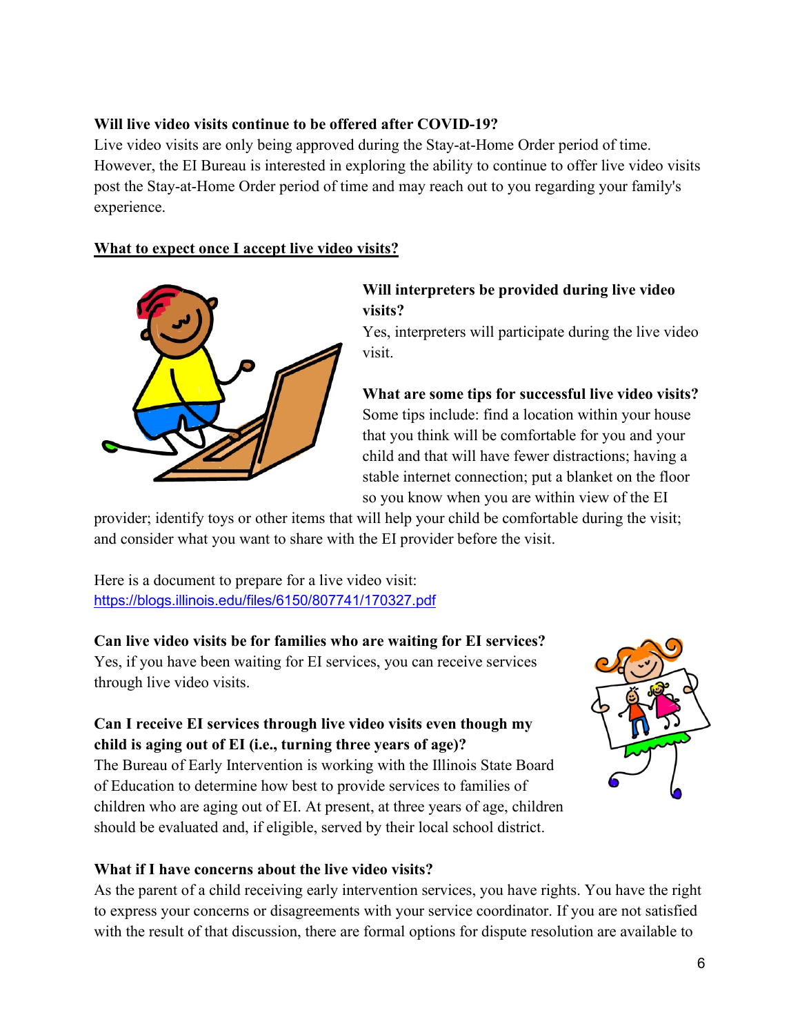**Will live video visits continue to be offered after COVID-19?**
Live video visits are only being approved during the Stay-at-Home Order period of time. However, the EI Bureau is interested in exploring the ability to continue to offer live video visits post the Stay-at-Home Order period of time and may reach out to you regarding your family's experience.

## <u>What to expect once I accept live video visits?</u>

**Will interpreters be provided during live video visits?**
Yes, interpreters will participate during the live video visit.

**What are some tips for successful live video visits?**
Some tips include: find a location within your house that you think will be comfortable for you and your child and that will have fewer distractions; having a stable internet connection; put a blanket on the floor so you know when you are within view of the EI provider; identify toys or other items that will help your child be comfortable during the visit; and consider what you want to share with the EI provider before the visit.

Here is a document to prepare for a live video visit:
https://blogs.illinois.edu/files/6150/807741/170327.pdf

**Can live video visits be for families who are waiting for EI services?**
Yes, if you have been waiting for EI services, you can receive services through live video visits.

**Can I receive EI services through live video visits even though my child is aging out of EI (i.e., turning three years of age)?**
The Bureau of Early Intervention is working with the Illinois State Board of Education to determine how best to provide services to families of children who are aging out of EI. At present, at three years of age, children should be evaluated and, if eligible, served by their local school district.

**What if I have concerns about the live video visits?**
As the parent of a child receiving early intervention services, you have rights. You have the right to express your concerns or disagreements with your service coordinator. If you are not satisfied with the result of that discussion, there are formal options for dispute resolution are available to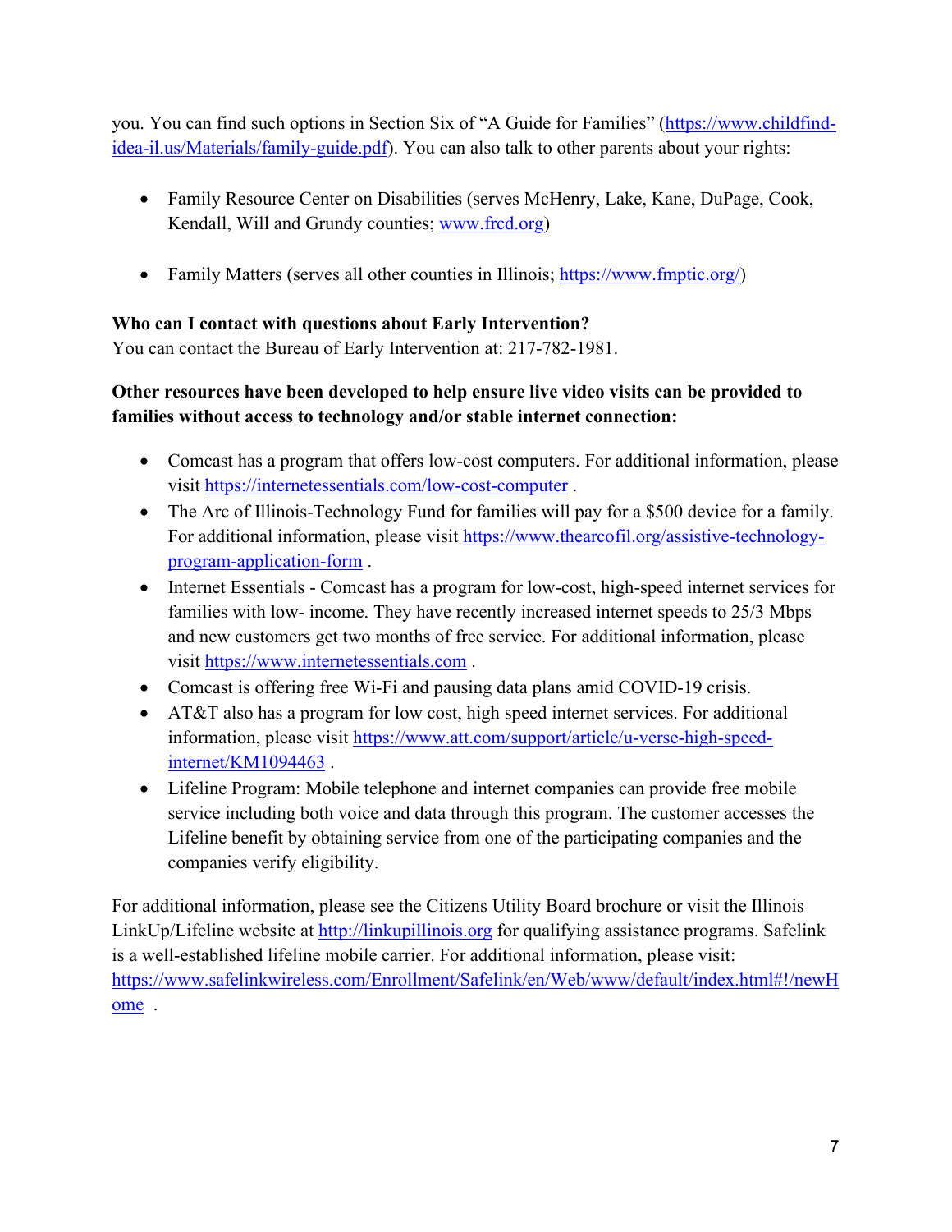you. You can find such options in Section Six of "A Guide for Families" (https://www.childfind-idea-il.us/Materials/family-guide.pdf). You can also talk to other parents about your rights:

- Family Resource Center on Disabilities (serves McHenry, Lake, Kane, DuPage, Cook, Kendall, Will and Grundy counties; www.frcd.org)
- Family Matters (serves all other counties in Illinois; https://www.fmptic.org/)

**Who can I contact with questions about Early Intervention?**
You can contact the Bureau of Early Intervention at: 217-782-1981.

**Other resources have been developed to help ensure live video visits can be provided to families without access to technology and/or stable internet connection:**

- Comcast has a program that offers low-cost computers. For additional information, please visit https://internetessentials.com/low-cost-computer .
- The Arc of Illinois-Technology Fund for families will pay for a $500 device for a family. For additional information, please visit https://www.thearcofil.org/assistive-technology-program-application-form .
- Internet Essentials - Comcast has a program for low-cost, high-speed internet services for families with low- income. They have recently increased internet speeds to 25/3 Mbps and new customers get two months of free service. For additional information, please visit https://www.internetessentials.com .
- Comcast is offering free Wi-Fi and pausing data plans amid COVID-19 crisis.
- AT&T also has a program for low cost, high speed internet services. For additional information, please visit https://www.att.com/support/article/u-verse-high-speed-internet/KM1094463 .
- Lifeline Program: Mobile telephone and internet companies can provide free mobile service including both voice and data through this program. The customer accesses the Lifeline benefit by obtaining service from one of the participating companies and the companies verify eligibility.

For additional information, please see the Citizens Utility Board brochure or visit the Illinois LinkUp/Lifeline website at http://linkupillinois.org for qualifying assistance programs. Safelink is a well-established lifeline mobile carrier. For additional information, please visit: https://www.safelinkwireless.com/Enrollment/Safelink/en/Web/www/default/index.html#!/newHome .